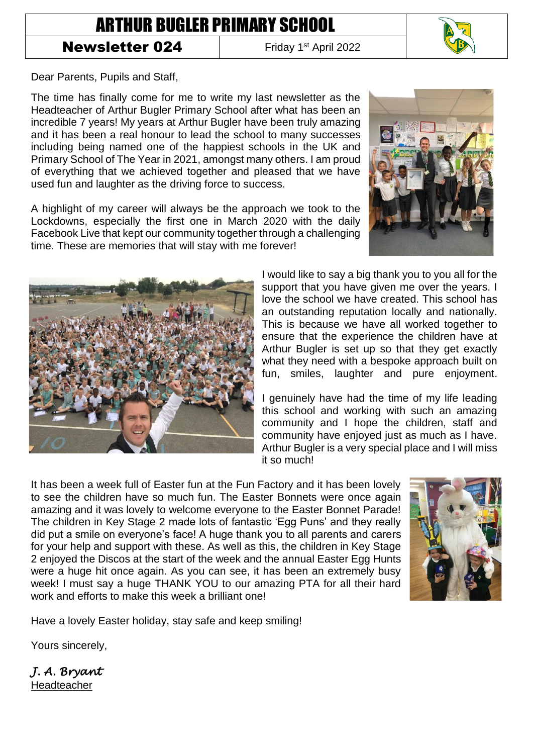# ARTHUR BUGLER PRIMARY SCHOOL

**Newsletter 024** | Friday 1st April 2022

Dear Parents, Pupils and Staff,

The time has finally come for me to write my last newsletter as the Headteacher of Arthur Bugler Primary School after what has been an incredible 7 years! My years at Arthur Bugler have been truly amazing and it has been a real honour to lead the school to many successes including being named one of the happiest schools in the UK and Primary School of The Year in 2021, amongst many others. I am proud of everything that we achieved together and pleased that we have used fun and laughter as the driving force to success.

A highlight of my career will always be the approach we took to the Lockdowns, especially the first one in March 2020 with the daily Facebook Live that kept our community together through a challenging time. These are memories that will stay with me forever!

I would like to say a big thank you to you all for the support that you have given me over the years. I love the school we have created. This school has an outstanding reputation locally and nationally. This is because we have all worked together to ensure that the experience the children have at Arthur Bugler is set up so that they get exactly what they need with a bespoke approach built on fun, smiles, laughter and pure enjoyment.

I genuinely have had the time of my life leading this school and working with such an amazing community and I hope the children, staff and community have enjoyed just as much as I have. Arthur Bugler is a very special place and I will miss it so much!

It has been a week full of Easter fun at the Fun Factory and it has been lovely to see the children have so much fun. The Easter Bonnets were once again amazing and it was lovely to welcome everyone to the Easter Bonnet Parade! The children in Key Stage 2 made lots of fantastic 'Egg Puns' and they really did put a smile on everyone's face! A huge thank you to all parents and carers for your help and support with these. As well as this, the children in Key Stage 2 enjoyed the Discos at the start of the week and the annual Easter Egg Hunts were a huge hit once again. As you can see, it has been an extremely busy week! I must say a huge THANK YOU to our amazing PTA for all their hard work and efforts to make this week a brilliant one!

Have a lovely Easter holiday, stay safe and keep smiling!

Yours sincerely,

*J. A. Bryant*
Headteacher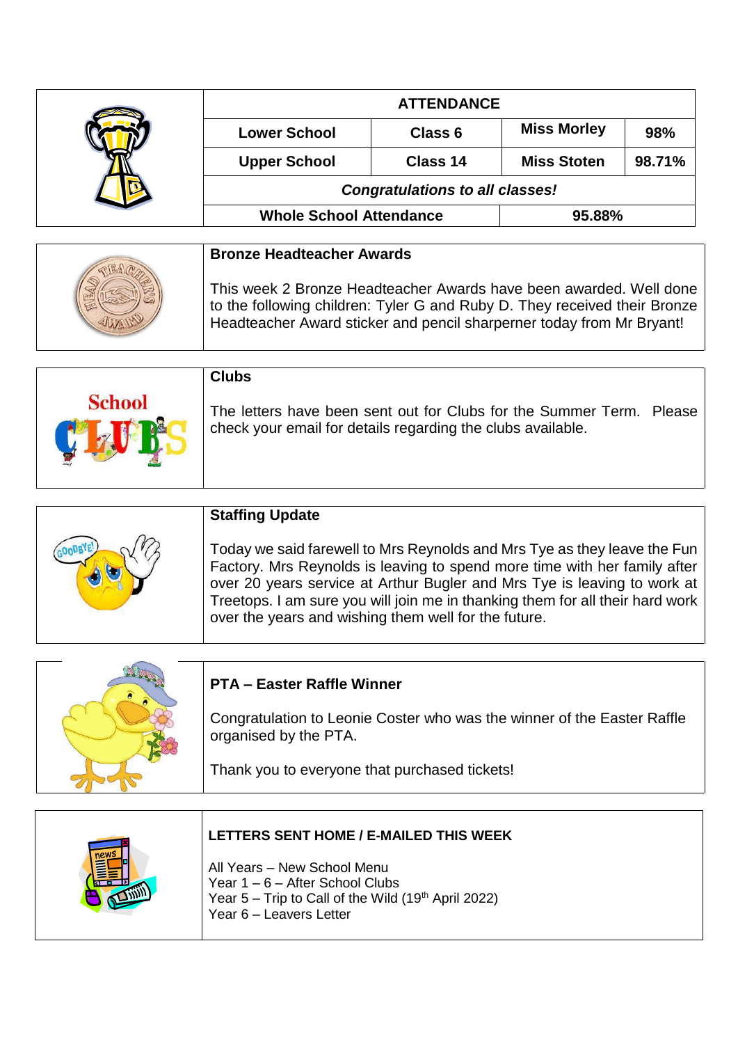| ATTENDANCE | | | |
|---|---|---|---|
| Lower School | Class 6 | Miss Morley | 98% |
| Upper School | Class 14 | Miss Stoten | 98.71% |
| *Congratulations to all classes!* | | | |
| Whole School Attendance | | 95.88% | |

**Bronze Headteacher Awards**

This week 2 Bronze Headteacher Awards have been awarded. Well done to the following children: Tyler G and Ruby D. They received their Bronze Headteacher Award sticker and pencil sharperner today from Mr Bryant!

**Clubs**

The letters have been sent out for Clubs for the Summer Term. Please check your email for details regarding the clubs available.

**Staffing Update**

Today we said farewell to Mrs Reynolds and Mrs Tye as they leave the Fun Factory. Mrs Reynolds is leaving to spend more time with her family after over 20 years service at Arthur Bugler and Mrs Tye is leaving to work at Treetops. I am sure you will join me in thanking them for all their hard work over the years and wishing them well for the future.

**PTA – Easter Raffle Winner**

Congratulation to Leonie Coster who was the winner of the Easter Raffle organised by the PTA.

Thank you to everyone that purchased tickets!

**LETTERS SENT HOME / E-MAILED THIS WEEK**

All Years – New School Menu
Year 1 – 6 – After School Clubs
Year 5 – Trip to Call of the Wild (19th April 2022)
Year 6 – Leavers Letter